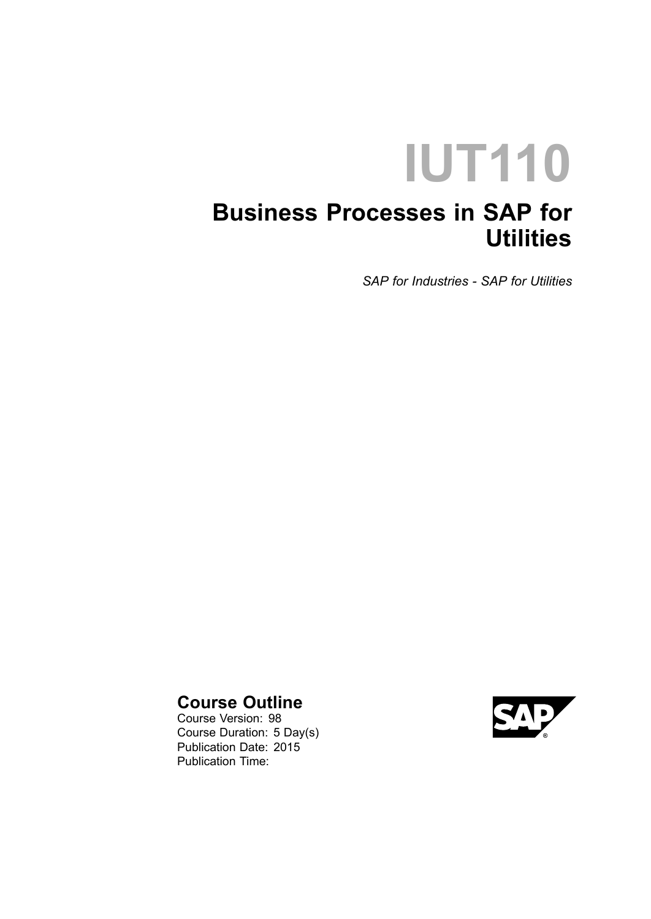# IUT110

## Business Processes in SAP for Utilities

*SAP for Industries - SAP for Utilities*

### Course Outline

Course Version: 98
Course Duration: 5 Day(s)
Publication Date: 2015
Publication Time: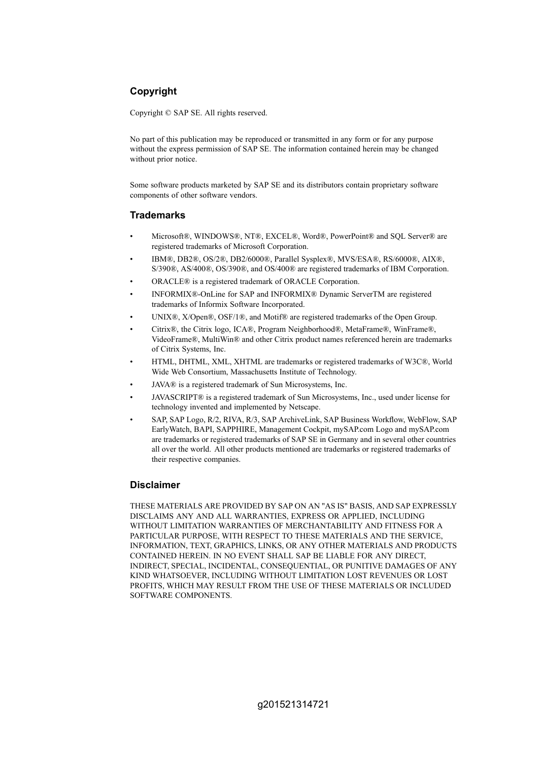## Copyright

Copyright © SAP SE. All rights reserved.

No part of this publication may be reproduced or transmitted in any form or for any purpose without the express permission of SAP SE. The information contained herein may be changed without prior notice.

Some software products marketed by SAP SE and its distributors contain proprietary software components of other software vendors.

## Trademarks

- Microsoft®, WINDOWS®, NT®, EXCEL®, Word®, PowerPoint® and SQL Server® are registered trademarks of Microsoft Corporation.
- IBM®, DB2®, OS/2®, DB2/6000®, Parallel Sysplex®, MVS/ESA®, RS/6000®, AIX®, S/390®, AS/400®, OS/390®, and OS/400® are registered trademarks of IBM Corporation.
- ORACLE® is a registered trademark of ORACLE Corporation.
- INFORMIX®-OnLine for SAP and INFORMIX® Dynamic ServerTM are registered trademarks of Informix Software Incorporated.
- UNIX®, X/Open®, OSF/1®, and Motif® are registered trademarks of the Open Group.
- Citrix®, the Citrix logo, ICA®, Program Neighborhood®, MetaFrame®, WinFrame®, VideoFrame®, MultiWin® and other Citrix product names referenced herein are trademarks of Citrix Systems, Inc.
- HTML, DHTML, XML, XHTML are trademarks or registered trademarks of W3C®, World Wide Web Consortium, Massachusetts Institute of Technology.
- JAVA® is a registered trademark of Sun Microsystems, Inc.
- JAVASCRIPT® is a registered trademark of Sun Microsystems, Inc., used under license for technology invented and implemented by Netscape.
- SAP, SAP Logo, R/2, RIVA, R/3, SAP ArchiveLink, SAP Business Workflow, WebFlow, SAP EarlyWatch, BAPI, SAPPHIRE, Management Cockpit, mySAP.com Logo and mySAP.com are trademarks or registered trademarks of SAP SE in Germany and in several other countries all over the world. All other products mentioned are trademarks or registered trademarks of their respective companies.

## Disclaimer

THESE MATERIALS ARE PROVIDED BY SAP ON AN "AS IS" BASIS, AND SAP EXPRESSLY DISCLAIMS ANY AND ALL WARRANTIES, EXPRESS OR APPLIED, INCLUDING WITHOUT LIMITATION WARRANTIES OF MERCHANTABILITY AND FITNESS FOR A PARTICULAR PURPOSE, WITH RESPECT TO THESE MATERIALS AND THE SERVICE, INFORMATION, TEXT, GRAPHICS, LINKS, OR ANY OTHER MATERIALS AND PRODUCTS CONTAINED HEREIN. IN NO EVENT SHALL SAP BE LIABLE FOR ANY DIRECT, INDIRECT, SPECIAL, INCIDENTAL, CONSEQUENTIAL, OR PUNITIVE DAMAGES OF ANY KIND WHATSOEVER, INCLUDING WITHOUT LIMITATION LOST REVENUES OR LOST PROFITS, WHICH MAY RESULT FROM THE USE OF THESE MATERIALS OR INCLUDED SOFTWARE COMPONENTS.

g201521314721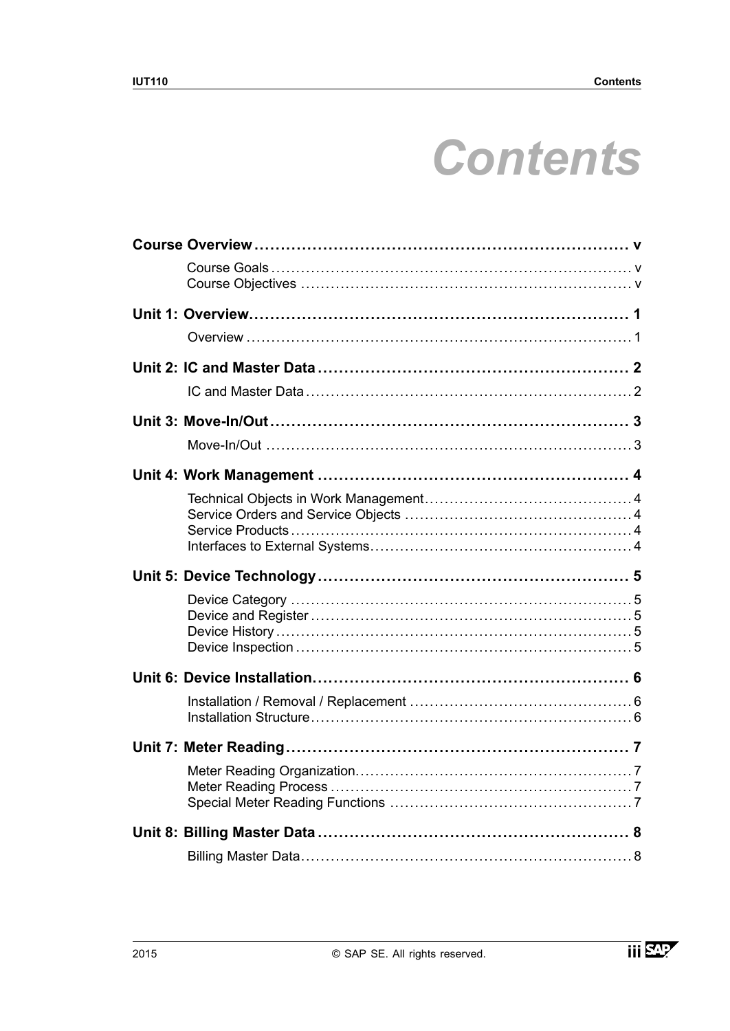# Contents

**Course Overview** ........................................................ v

- Course Goals ........................................................ v
- Course Objectives ........................................................ v

**Unit 1: Overview** ........................................................ 1

- Overview ........................................................ 1

**Unit 2: IC and Master Data** ........................................................ 2

- IC and Master Data ........................................................ 2

**Unit 3: Move-In/Out** ........................................................ 3

- Move-In/Out ........................................................ 3

**Unit 4: Work Management** ........................................................ 4

- Technical Objects in Work Management ........................................................ 4
- Service Orders and Service Objects ........................................................ 4
- Service Products ........................................................ 4
- Interfaces to External Systems ........................................................ 4

**Unit 5: Device Technology** ........................................................ 5

- Device Category ........................................................ 5
- Device and Register ........................................................ 5
- Device History ........................................................ 5
- Device Inspection ........................................................ 5

**Unit 6: Device Installation** ........................................................ 6

- Installation / Removal / Replacement ........................................................ 6
- Installation Structure ........................................................ 6

**Unit 7: Meter Reading** ........................................................ 7

- Meter Reading Organization ........................................................ 7
- Meter Reading Process ........................................................ 7
- Special Meter Reading Functions ........................................................ 7

**Unit 8: Billing Master Data** ........................................................ 8

- Billing Master Data ........................................................ 8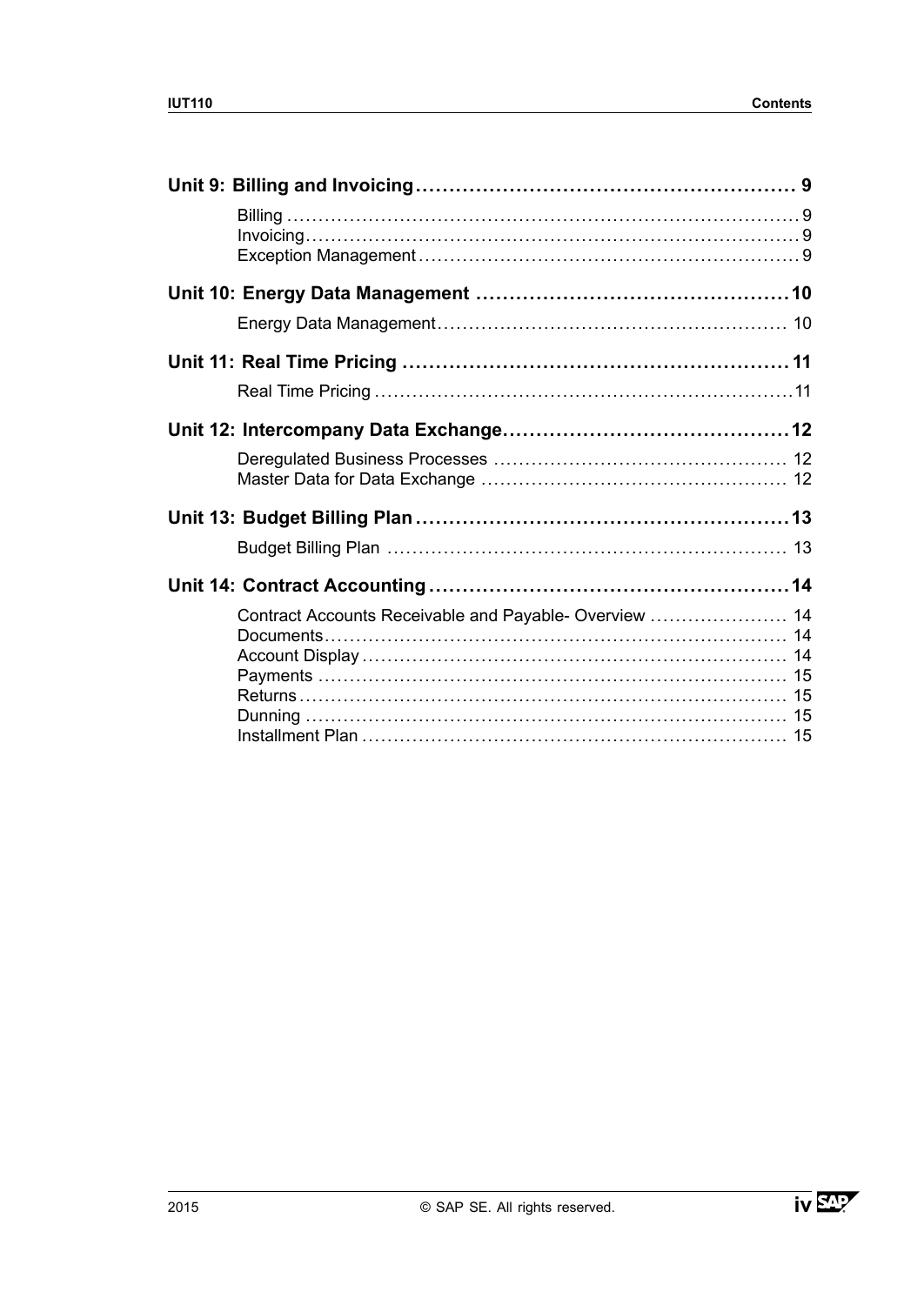**Unit 9: Billing and Invoicing** ........ 9

- Billing ........ 9
- Invoicing ........ 9
- Exception Management ........ 9

**Unit 10: Energy Data Management** ........ 10

- Energy Data Management ........ 10

**Unit 11: Real Time Pricing** ........ 11

- Real Time Pricing ........ 11

**Unit 12: Intercompany Data Exchange** ........ 12

- Deregulated Business Processes ........ 12
- Master Data for Data Exchange ........ 12

**Unit 13: Budget Billing Plan** ........ 13

- Budget Billing Plan ........ 13

**Unit 14: Contract Accounting** ........ 14

- Contract Accounts Receivable and Payable- Overview ........ 14
- Documents ........ 14
- Account Display ........ 14
- Payments ........ 15
- Returns ........ 15
- Dunning ........ 15
- Installment Plan ........ 15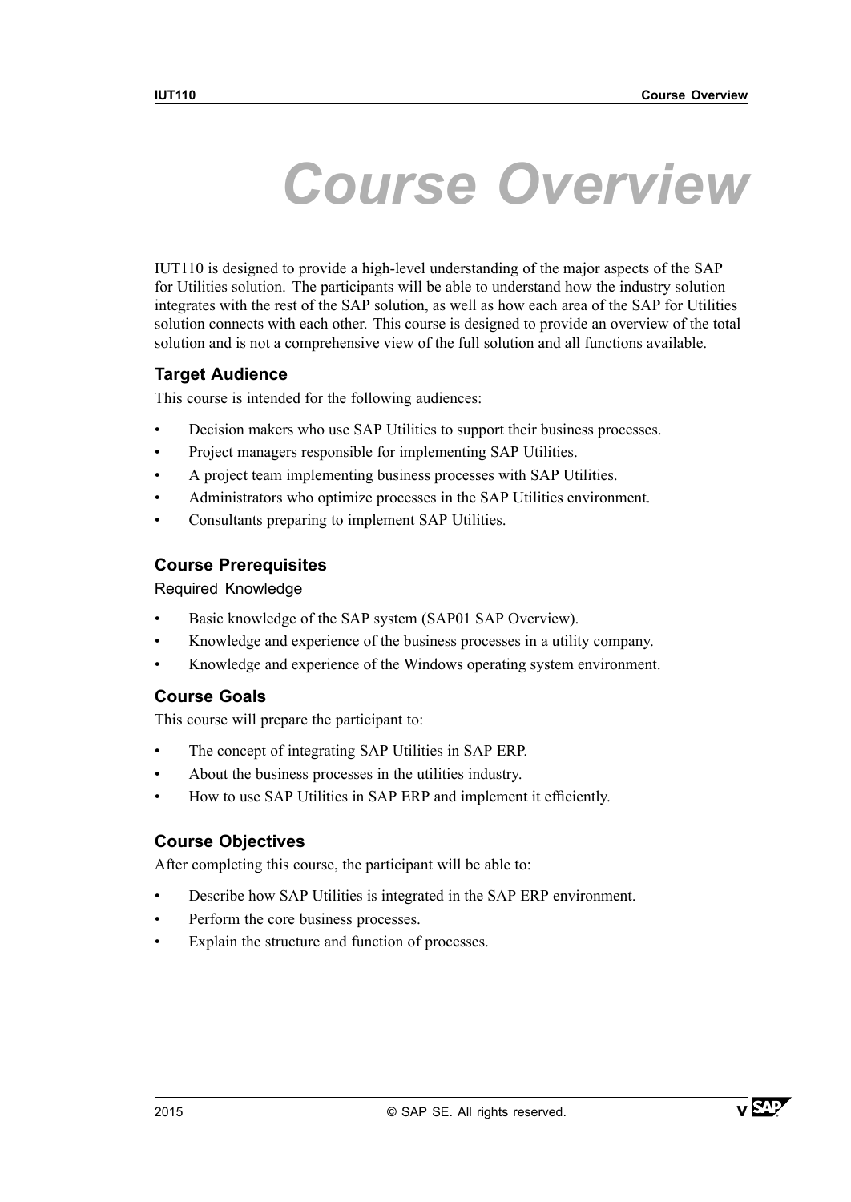# Course Overview

IUT110 is designed to provide a high-level understanding of the major aspects of the SAP for Utilities solution. The participants will be able to understand how the industry solution integrates with the rest of the SAP solution, as well as how each area of the SAP for Utilities solution connects with each other. This course is designed to provide an overview of the total solution and is not a comprehensive view of the full solution and all functions available.

## Target Audience

This course is intended for the following audiences:

- Decision makers who use SAP Utilities to support their business processes.
- Project managers responsible for implementing SAP Utilities.
- A project team implementing business processes with SAP Utilities.
- Administrators who optimize processes in the SAP Utilities environment.
- Consultants preparing to implement SAP Utilities.

## Course Prerequisites

### Required Knowledge

- Basic knowledge of the SAP system (SAP01 SAP Overview).
- Knowledge and experience of the business processes in a utility company.
- Knowledge and experience of the Windows operating system environment.

## Course Goals

This course will prepare the participant to:

- The concept of integrating SAP Utilities in SAP ERP.
- About the business processes in the utilities industry.
- How to use SAP Utilities in SAP ERP and implement it efficiently.

## Course Objectives

After completing this course, the participant will be able to:

- Describe how SAP Utilities is integrated in the SAP ERP environment.
- Perform the core business processes.
- Explain the structure and function of processes.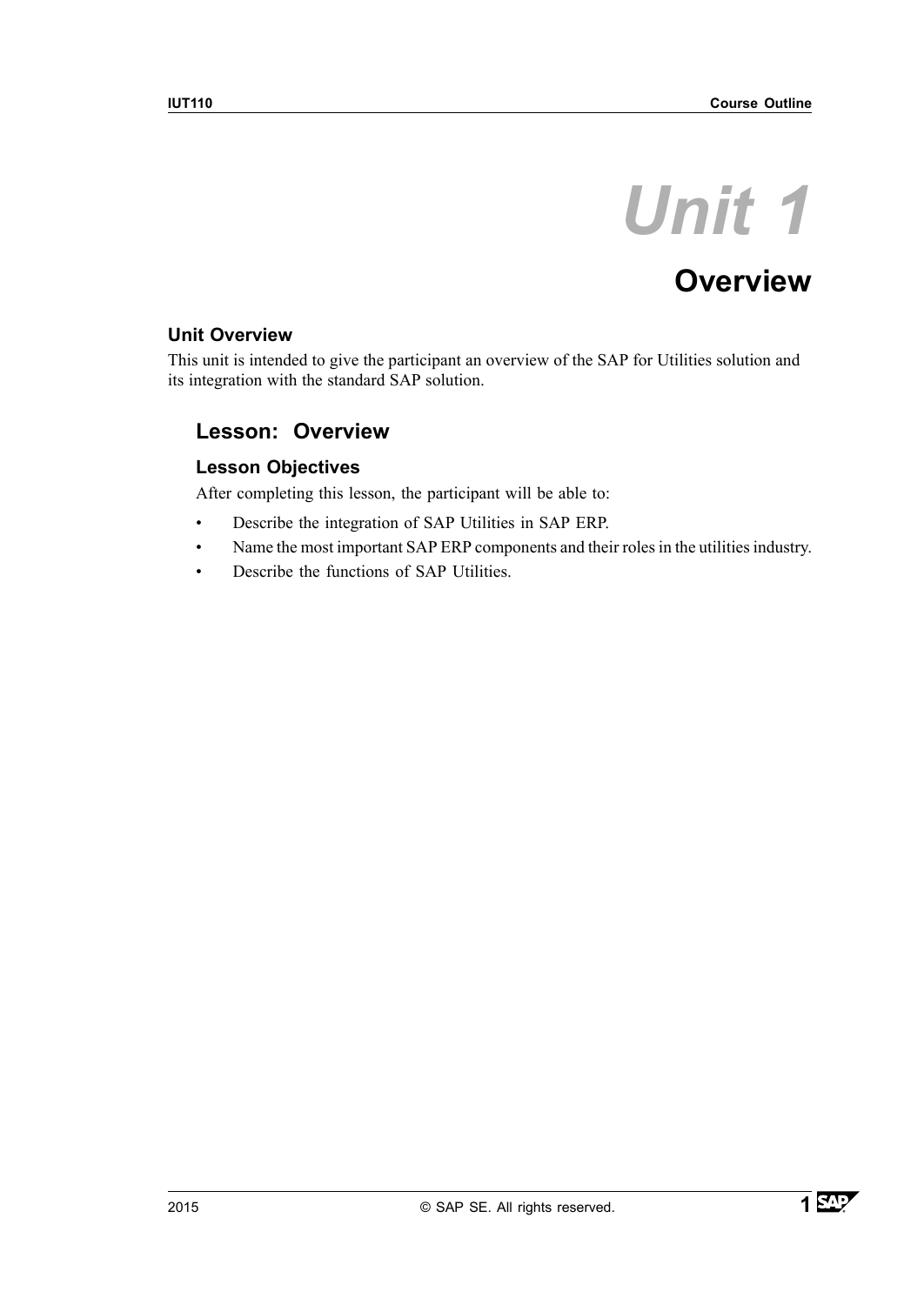# Unit 1

# Overview

### Unit Overview

This unit is intended to give the participant an overview of the SAP for Utilities solution and its integration with the standard SAP solution.

## Lesson: Overview

### Lesson Objectives

After completing this lesson, the participant will be able to:

- Describe the integration of SAP Utilities in SAP ERP.
- Name the most important SAP ERP components and their roles in the utilities industry.
- Describe the functions of SAP Utilities.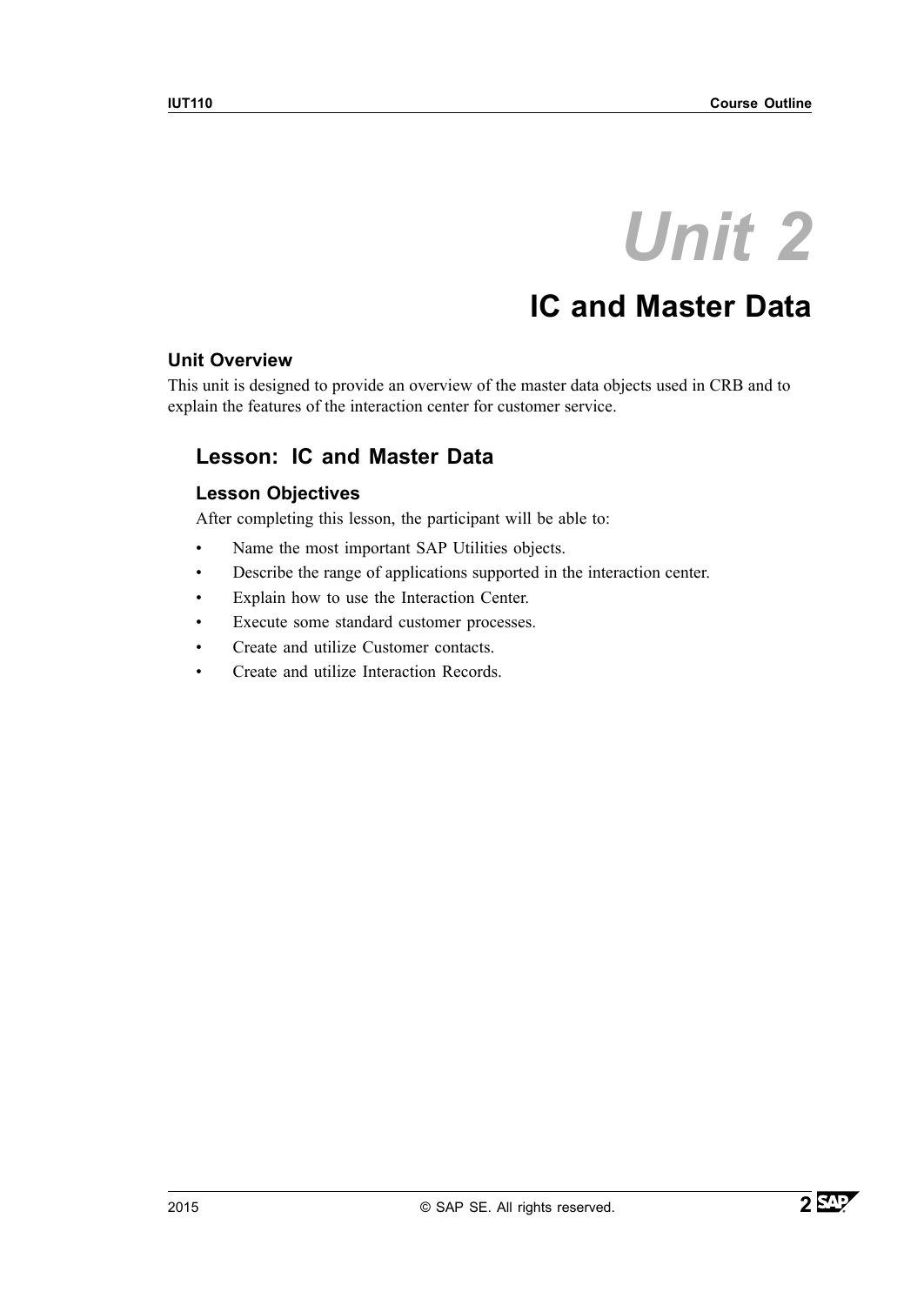# Unit 2

# IC and Master Data

### Unit Overview

This unit is designed to provide an overview of the master data objects used in CRB and to explain the features of the interaction center for customer service.

## Lesson: IC and Master Data

### Lesson Objectives

After completing this lesson, the participant will be able to:

- Name the most important SAP Utilities objects.
- Describe the range of applications supported in the interaction center.
- Explain how to use the Interaction Center.
- Execute some standard customer processes.
- Create and utilize Customer contacts.
- Create and utilize Interaction Records.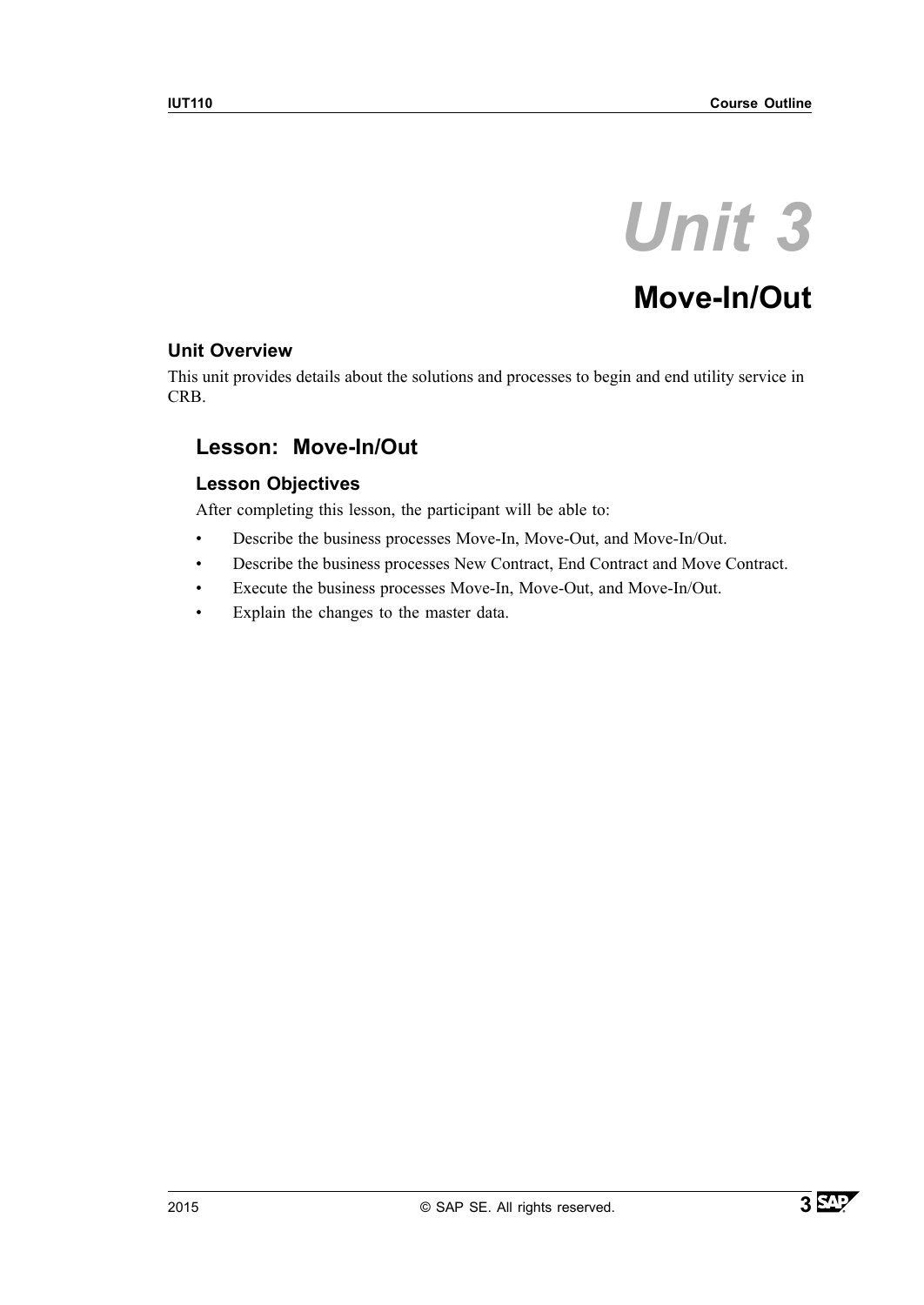# Unit 3

## Move-In/Out

### Unit Overview

This unit provides details about the solutions and processes to begin and end utility service in CRB.

## Lesson: Move-In/Out

### Lesson Objectives

After completing this lesson, the participant will be able to:

- Describe the business processes Move-In, Move-Out, and Move-In/Out.
- Describe the business processes New Contract, End Contract and Move Contract.
- Execute the business processes Move-In, Move-Out, and Move-In/Out.
- Explain the changes to the master data.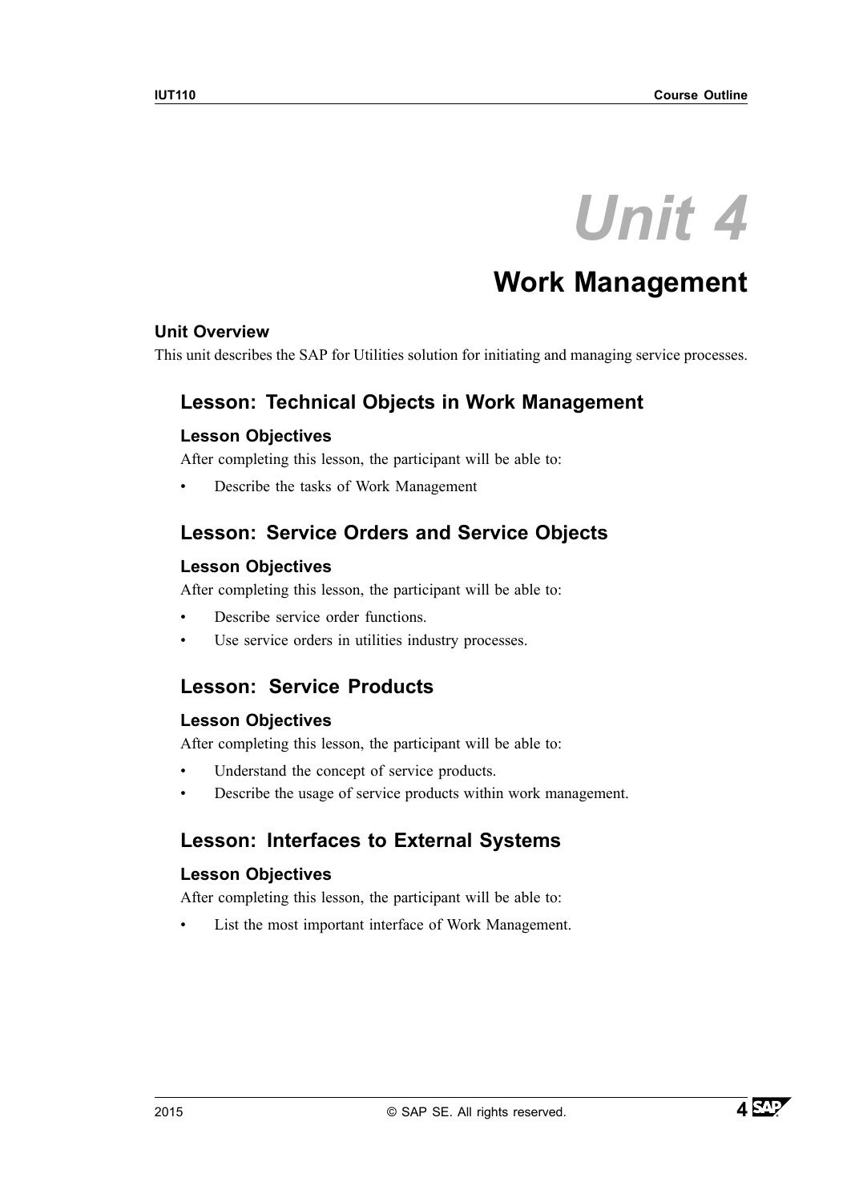# Unit 4

# Work Management

### Unit Overview

This unit describes the SAP for Utilities solution for initiating and managing service processes.

## Lesson: Technical Objects in Work Management

### Lesson Objectives

After completing this lesson, the participant will be able to:

- Describe the tasks of Work Management

## Lesson: Service Orders and Service Objects

### Lesson Objectives

After completing this lesson, the participant will be able to:

- Describe service order functions.
- Use service orders in utilities industry processes.

## Lesson: Service Products

### Lesson Objectives

After completing this lesson, the participant will be able to:

- Understand the concept of service products.
- Describe the usage of service products within work management.

## Lesson: Interfaces to External Systems

### Lesson Objectives

After completing this lesson, the participant will be able to:

- List the most important interface of Work Management.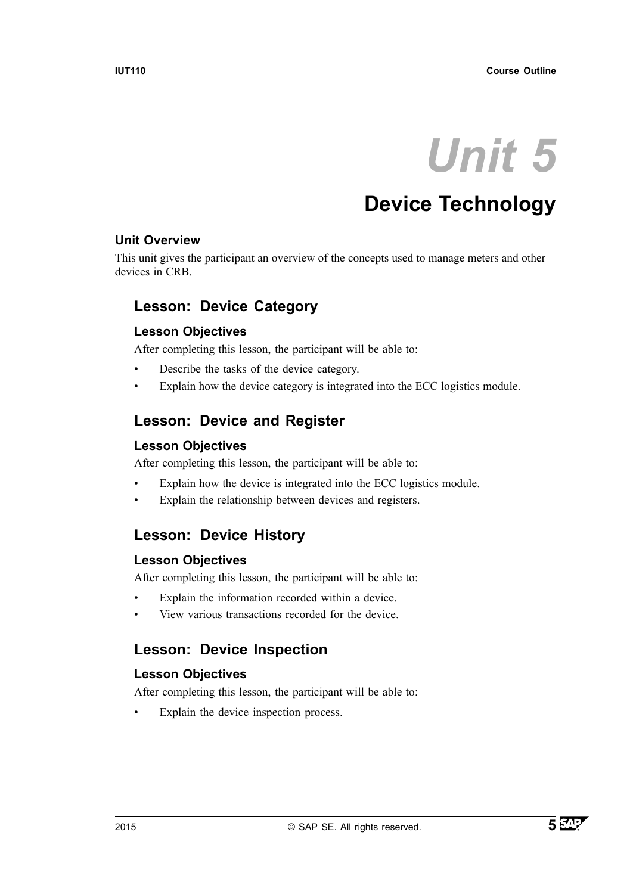# Unit 5

# Device Technology

### Unit Overview

This unit gives the participant an overview of the concepts used to manage meters and other devices in CRB.

## Lesson: Device Category

### Lesson Objectives

After completing this lesson, the participant will be able to:

- Describe the tasks of the device category.
- Explain how the device category is integrated into the ECC logistics module.

## Lesson: Device and Register

### Lesson Objectives

After completing this lesson, the participant will be able to:

- Explain how the device is integrated into the ECC logistics module.
- Explain the relationship between devices and registers.

## Lesson: Device History

### Lesson Objectives

After completing this lesson, the participant will be able to:

- Explain the information recorded within a device.
- View various transactions recorded for the device.

## Lesson: Device Inspection

### Lesson Objectives

After completing this lesson, the participant will be able to:

- Explain the device inspection process.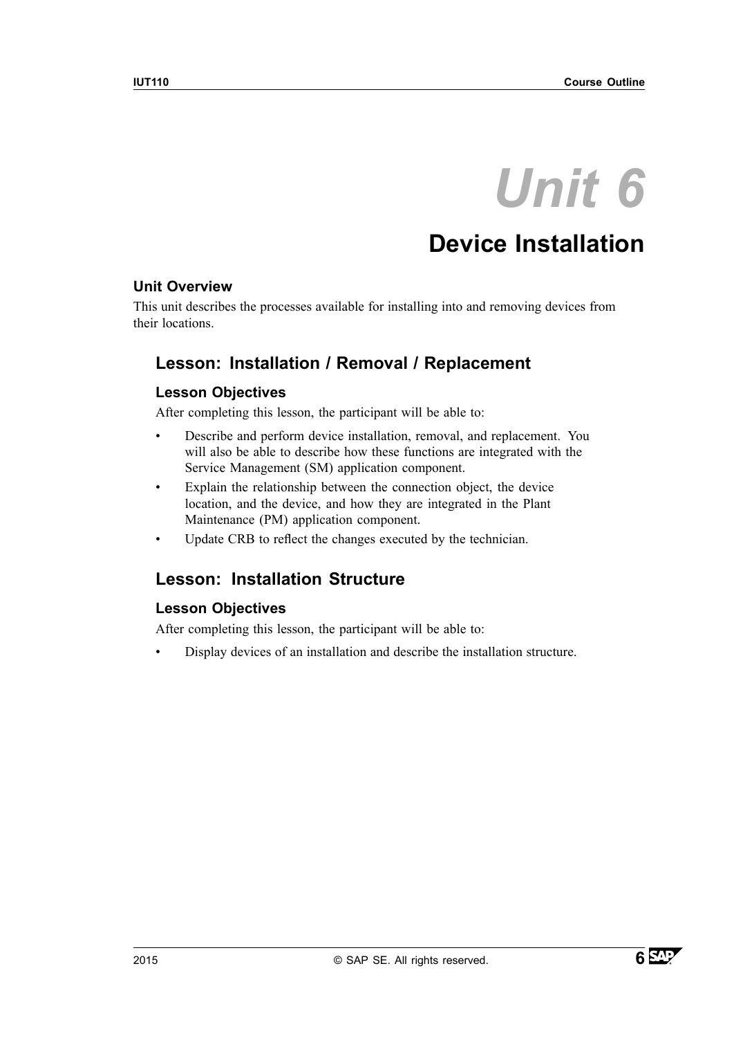# Unit 6

# Device Installation

### Unit Overview

This unit describes the processes available for installing into and removing devices from their locations.

## Lesson: Installation / Removal / Replacement

### Lesson Objectives

After completing this lesson, the participant will be able to:

- Describe and perform device installation, removal, and replacement. You will also be able to describe how these functions are integrated with the Service Management (SM) application component.
- Explain the relationship between the connection object, the device location, and the device, and how they are integrated in the Plant Maintenance (PM) application component.
- Update CRB to reflect the changes executed by the technician.

## Lesson: Installation Structure

### Lesson Objectives

After completing this lesson, the participant will be able to:

- Display devices of an installation and describe the installation structure.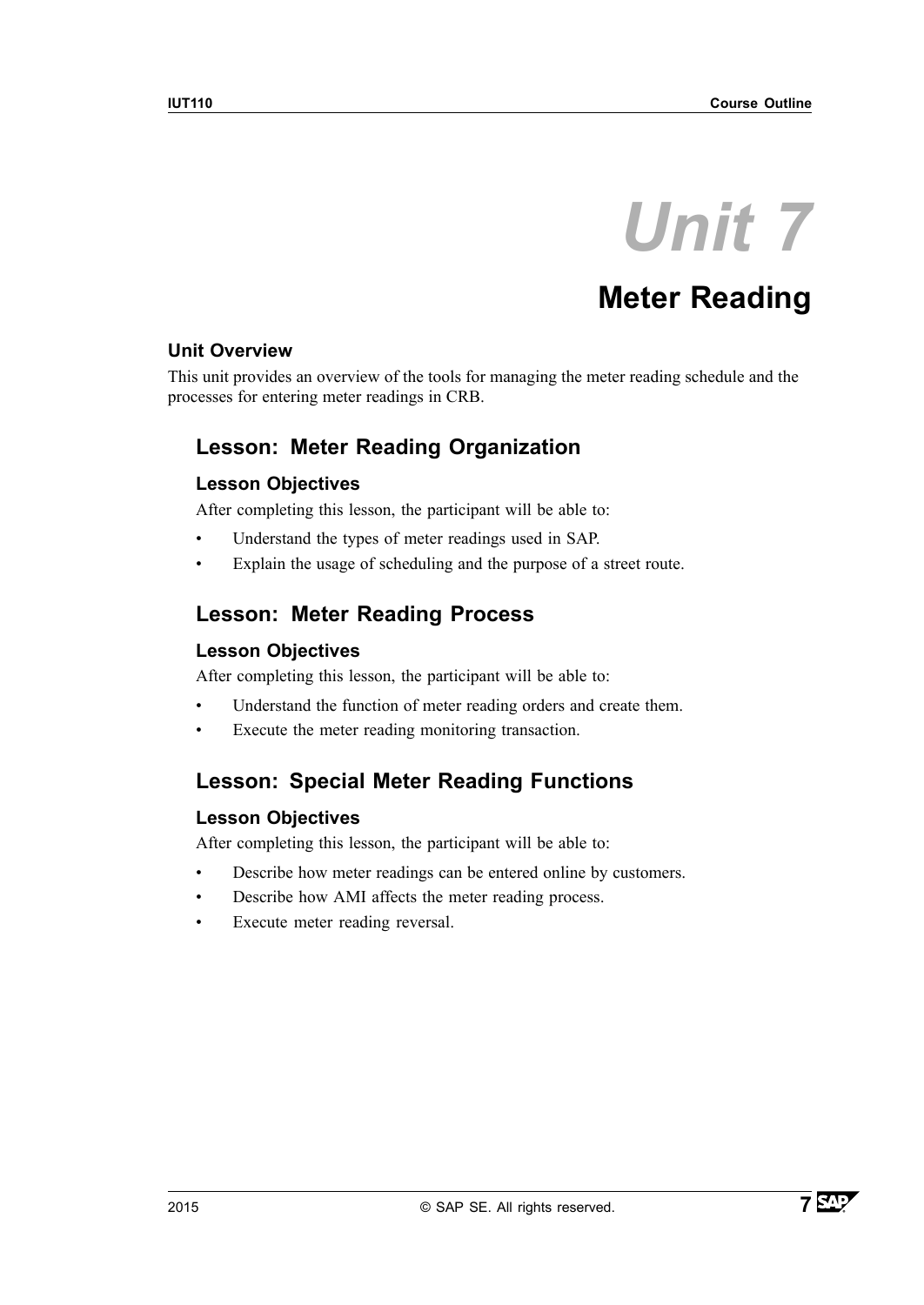# Unit 7

# Meter Reading

### Unit Overview

This unit provides an overview of the tools for managing the meter reading schedule and the processes for entering meter readings in CRB.

## Lesson: Meter Reading Organization

### Lesson Objectives

After completing this lesson, the participant will be able to:

- Understand the types of meter readings used in SAP.
- Explain the usage of scheduling and the purpose of a street route.

## Lesson: Meter Reading Process

### Lesson Objectives

After completing this lesson, the participant will be able to:

- Understand the function of meter reading orders and create them.
- Execute the meter reading monitoring transaction.

## Lesson: Special Meter Reading Functions

### Lesson Objectives

After completing this lesson, the participant will be able to:

- Describe how meter readings can be entered online by customers.
- Describe how AMI affects the meter reading process.
- Execute meter reading reversal.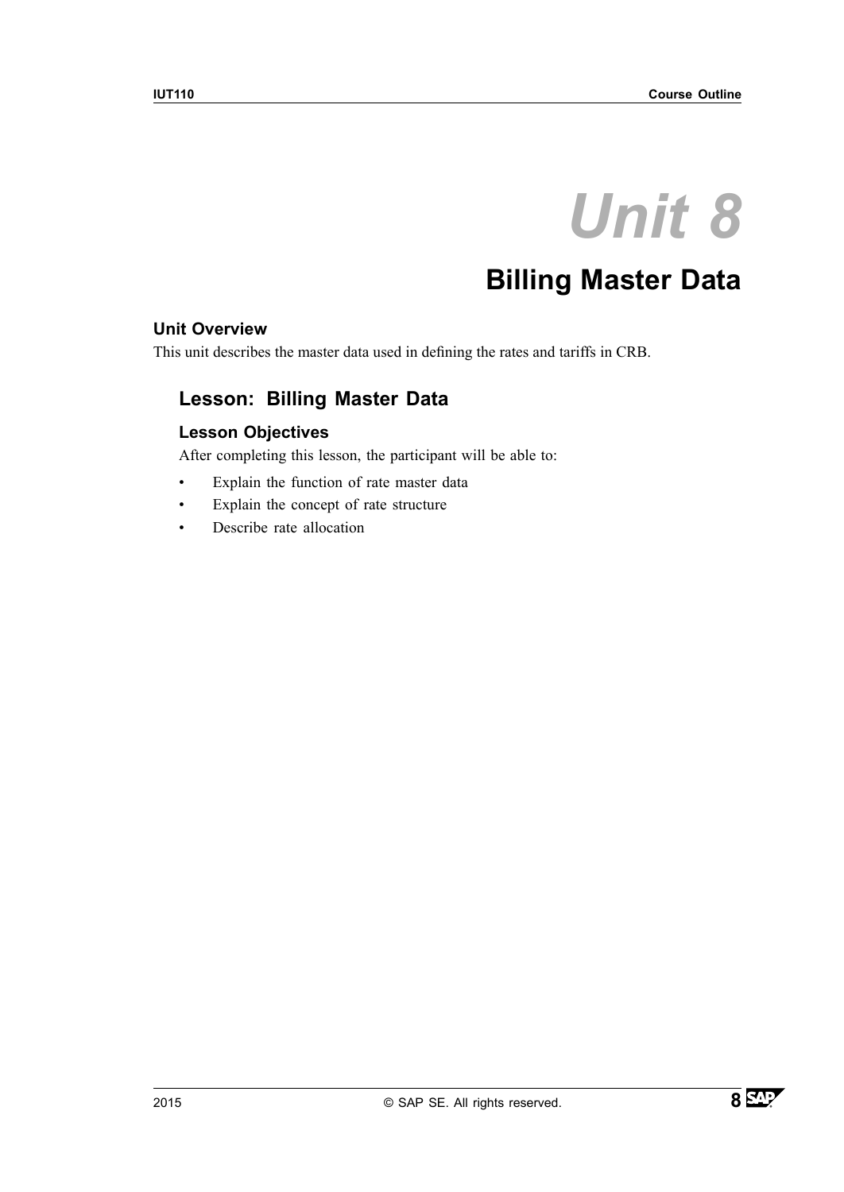# Unit 8

# Billing Master Data

### Unit Overview

This unit describes the master data used in defining the rates and tariffs in CRB.

## Lesson: Billing Master Data

### Lesson Objectives

After completing this lesson, the participant will be able to:

- Explain the function of rate master data
- Explain the concept of rate structure
- Describe rate allocation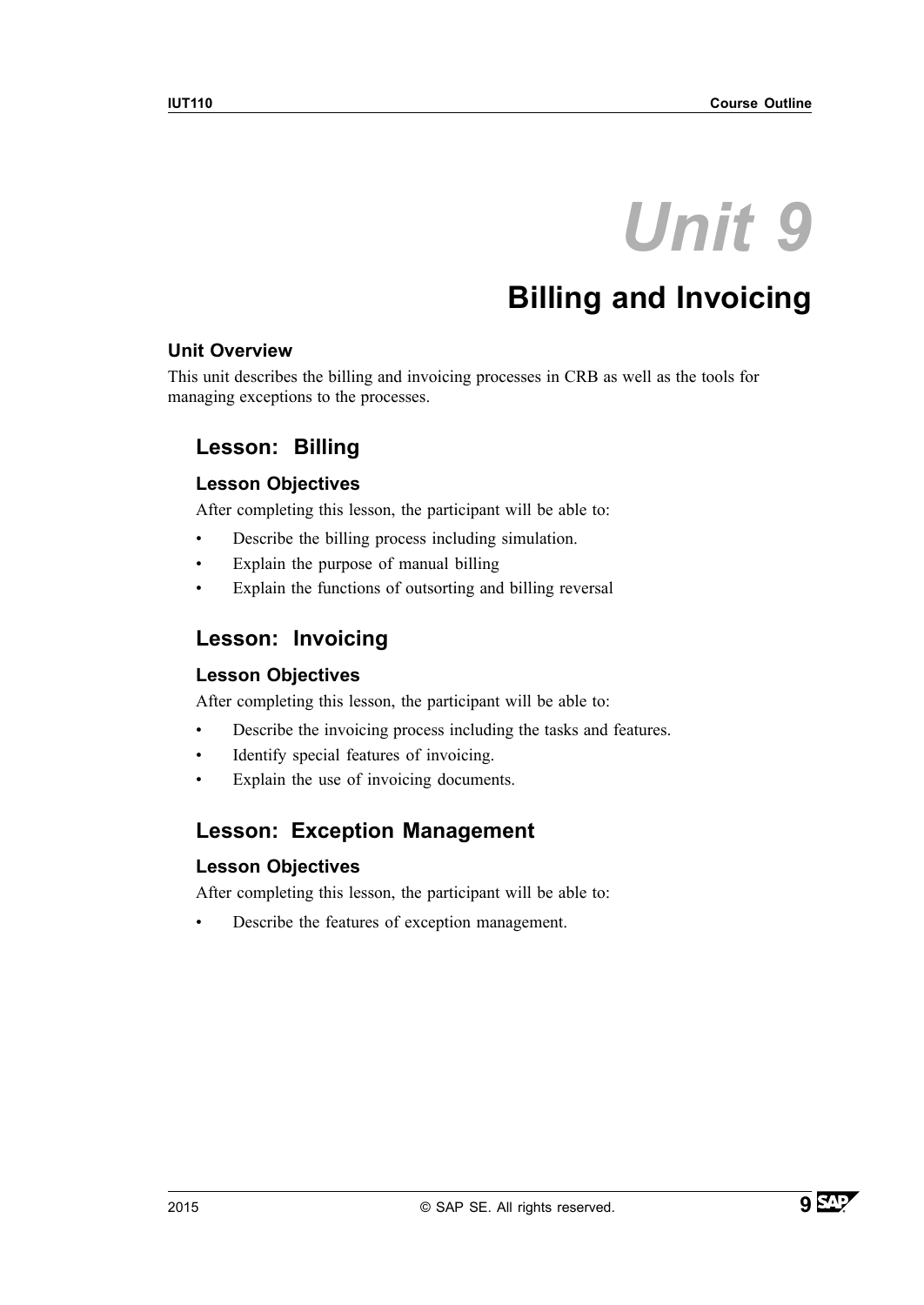# Unit 9

# Billing and Invoicing

### Unit Overview

This unit describes the billing and invoicing processes in CRB as well as the tools for managing exceptions to the processes.

## Lesson: Billing

### Lesson Objectives

After completing this lesson, the participant will be able to:

- Describe the billing process including simulation.
- Explain the purpose of manual billing
- Explain the functions of outsorting and billing reversal

## Lesson: Invoicing

### Lesson Objectives

After completing this lesson, the participant will be able to:

- Describe the invoicing process including the tasks and features.
- Identify special features of invoicing.
- Explain the use of invoicing documents.

## Lesson: Exception Management

### Lesson Objectives

After completing this lesson, the participant will be able to:

- Describe the features of exception management.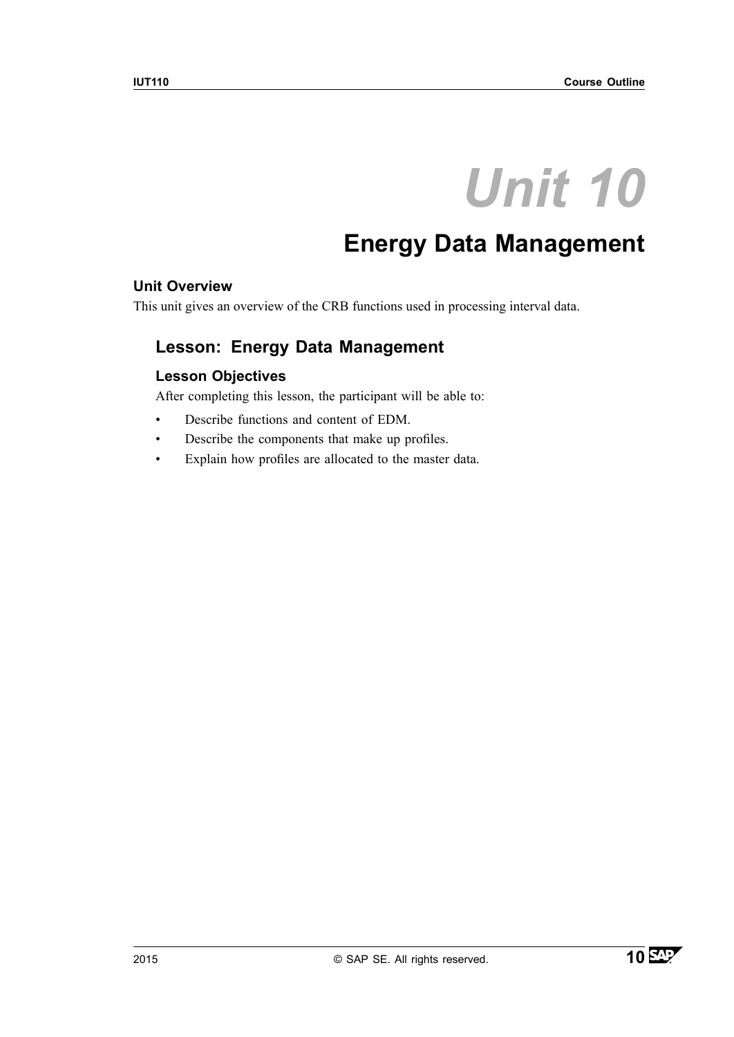# Unit 10

## Energy Data Management

### Unit Overview

This unit gives an overview of the CRB functions used in processing interval data.

### Lesson: Energy Data Management

#### Lesson Objectives

After completing this lesson, the participant will be able to:

- Describe functions and content of EDM.
- Describe the components that make up profiles.
- Explain how profiles are allocated to the master data.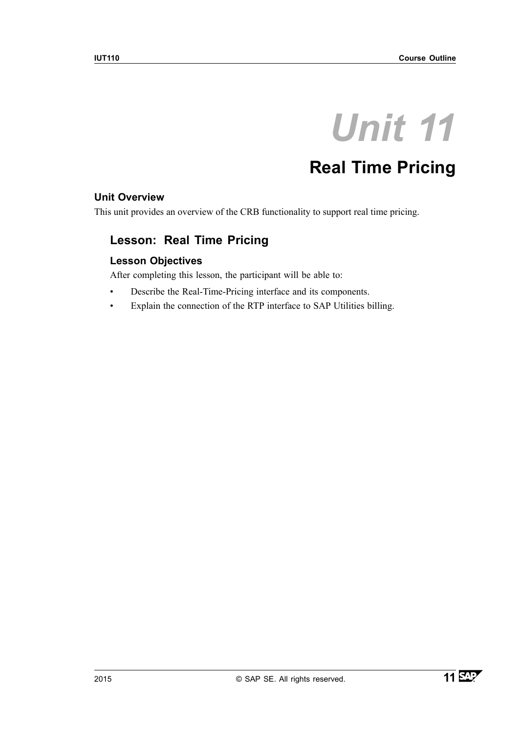# Unit 11

# Real Time Pricing

### Unit Overview

This unit provides an overview of the CRB functionality to support real time pricing.

## Lesson: Real Time Pricing

### Lesson Objectives

After completing this lesson, the participant will be able to:

- Describe the Real-Time-Pricing interface and its components.
- Explain the connection of the RTP interface to SAP Utilities billing.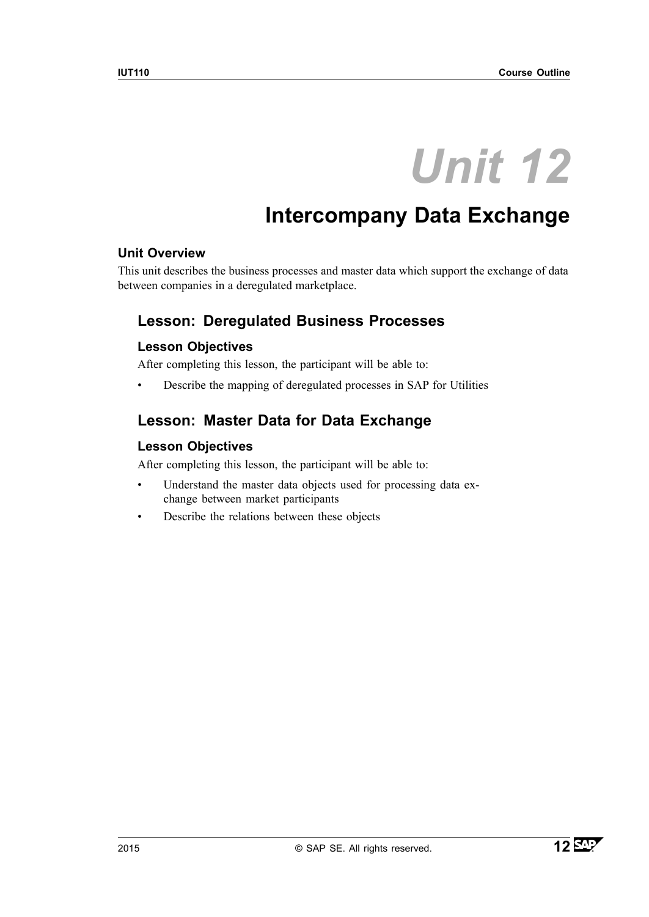# Unit 12

# Intercompany Data Exchange

### Unit Overview

This unit describes the business processes and master data which support the exchange of data between companies in a deregulated marketplace.

## Lesson: Deregulated Business Processes

### Lesson Objectives

After completing this lesson, the participant will be able to:

- Describe the mapping of deregulated processes in SAP for Utilities

## Lesson: Master Data for Data Exchange

### Lesson Objectives

After completing this lesson, the participant will be able to:

- Understand the master data objects used for processing data exchange between market participants
- Describe the relations between these objects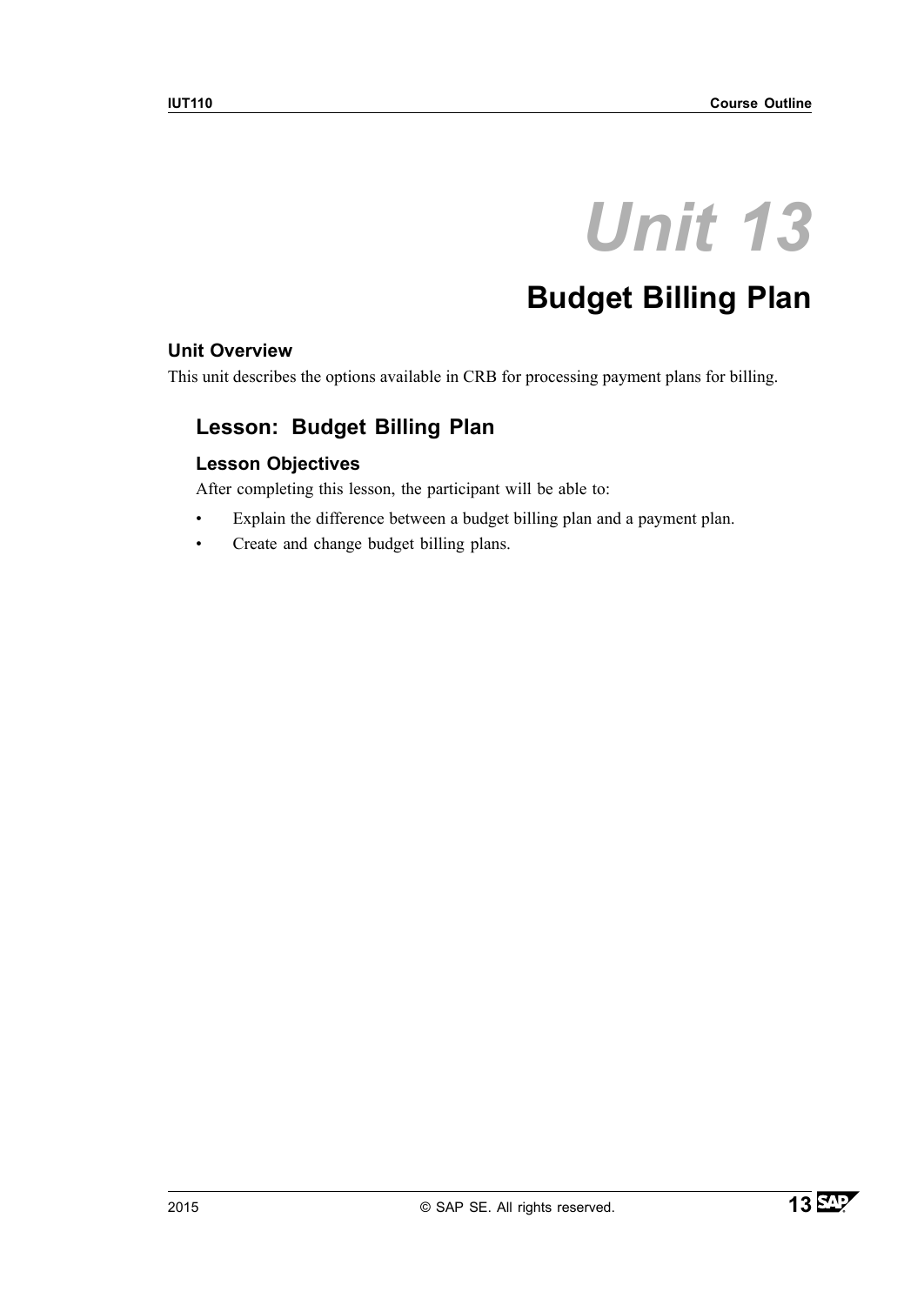# Unit 13

# Budget Billing Plan

### Unit Overview

This unit describes the options available in CRB for processing payment plans for billing.

## Lesson: Budget Billing Plan

### Lesson Objectives

After completing this lesson, the participant will be able to:

- Explain the difference between a budget billing plan and a payment plan.
- Create and change budget billing plans.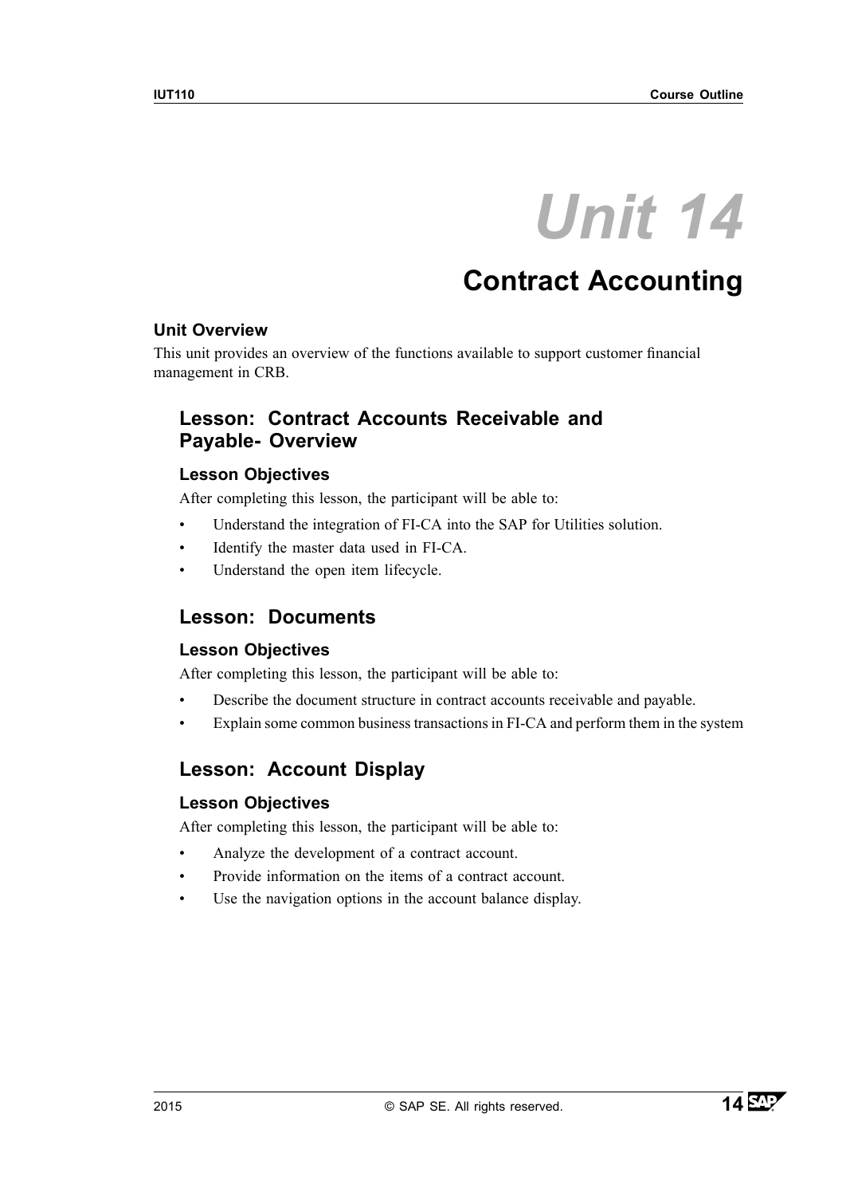# Unit 14

# Contract Accounting

### Unit Overview

This unit provides an overview of the functions available to support customer financial management in CRB.

## Lesson: Contract Accounts Receivable and Payable- Overview

### Lesson Objectives

After completing this lesson, the participant will be able to:

- Understand the integration of FI-CA into the SAP for Utilities solution.
- Identify the master data used in FI-CA.
- Understand the open item lifecycle.

## Lesson: Documents

### Lesson Objectives

After completing this lesson, the participant will be able to:

- Describe the document structure in contract accounts receivable and payable.
- Explain some common business transactions in FI-CA and perform them in the system

## Lesson: Account Display

### Lesson Objectives

After completing this lesson, the participant will be able to:

- Analyze the development of a contract account.
- Provide information on the items of a contract account.
- Use the navigation options in the account balance display.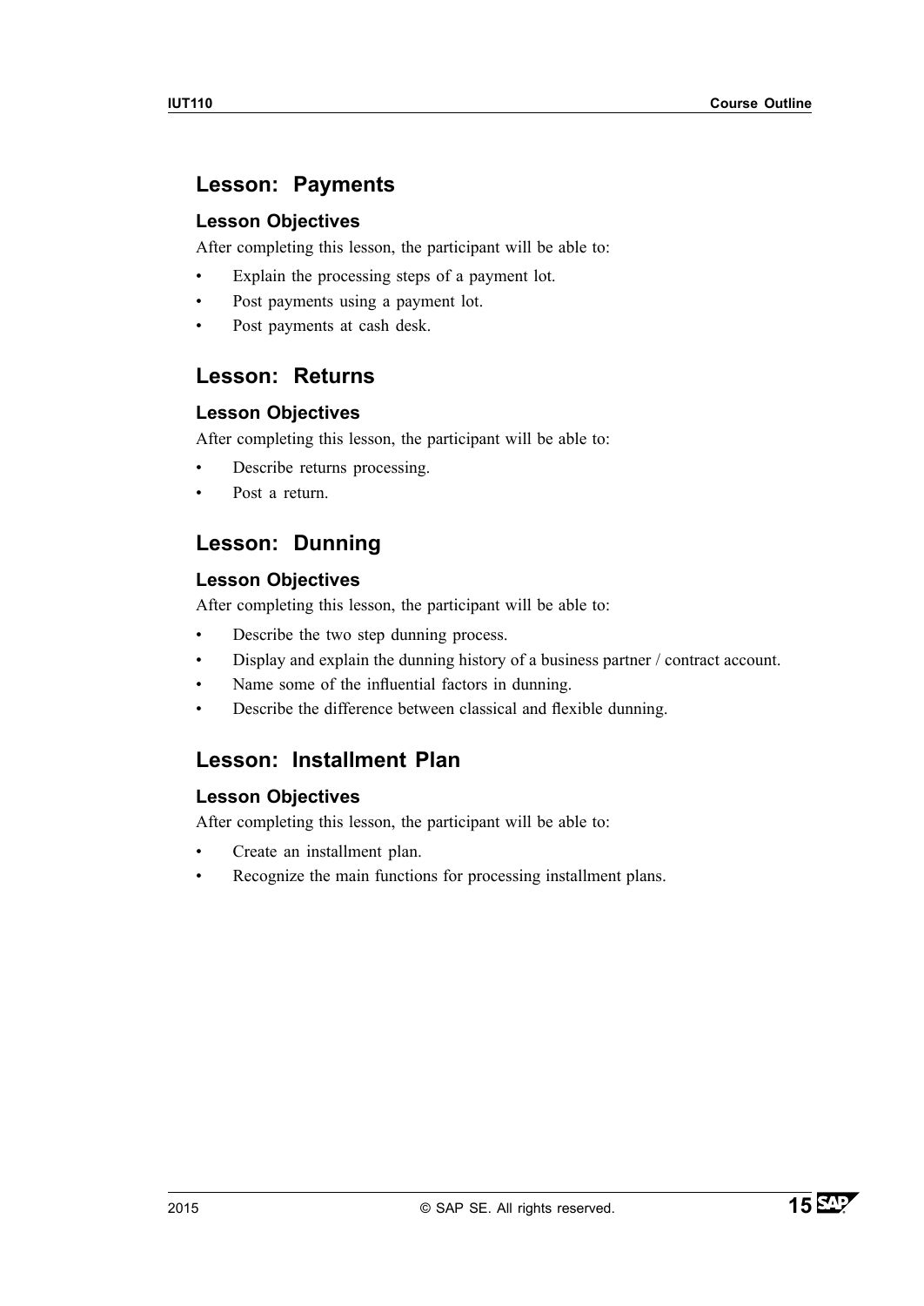## Lesson: Payments

### Lesson Objectives

After completing this lesson, the participant will be able to:

- Explain the processing steps of a payment lot.
- Post payments using a payment lot.
- Post payments at cash desk.

## Lesson: Returns

### Lesson Objectives

After completing this lesson, the participant will be able to:

- Describe returns processing.
- Post a return.

## Lesson: Dunning

### Lesson Objectives

After completing this lesson, the participant will be able to:

- Describe the two step dunning process.
- Display and explain the dunning history of a business partner / contract account.
- Name some of the influential factors in dunning.
- Describe the difference between classical and flexible dunning.

## Lesson: Installment Plan

### Lesson Objectives

After completing this lesson, the participant will be able to:

- Create an installment plan.
- Recognize the main functions for processing installment plans.